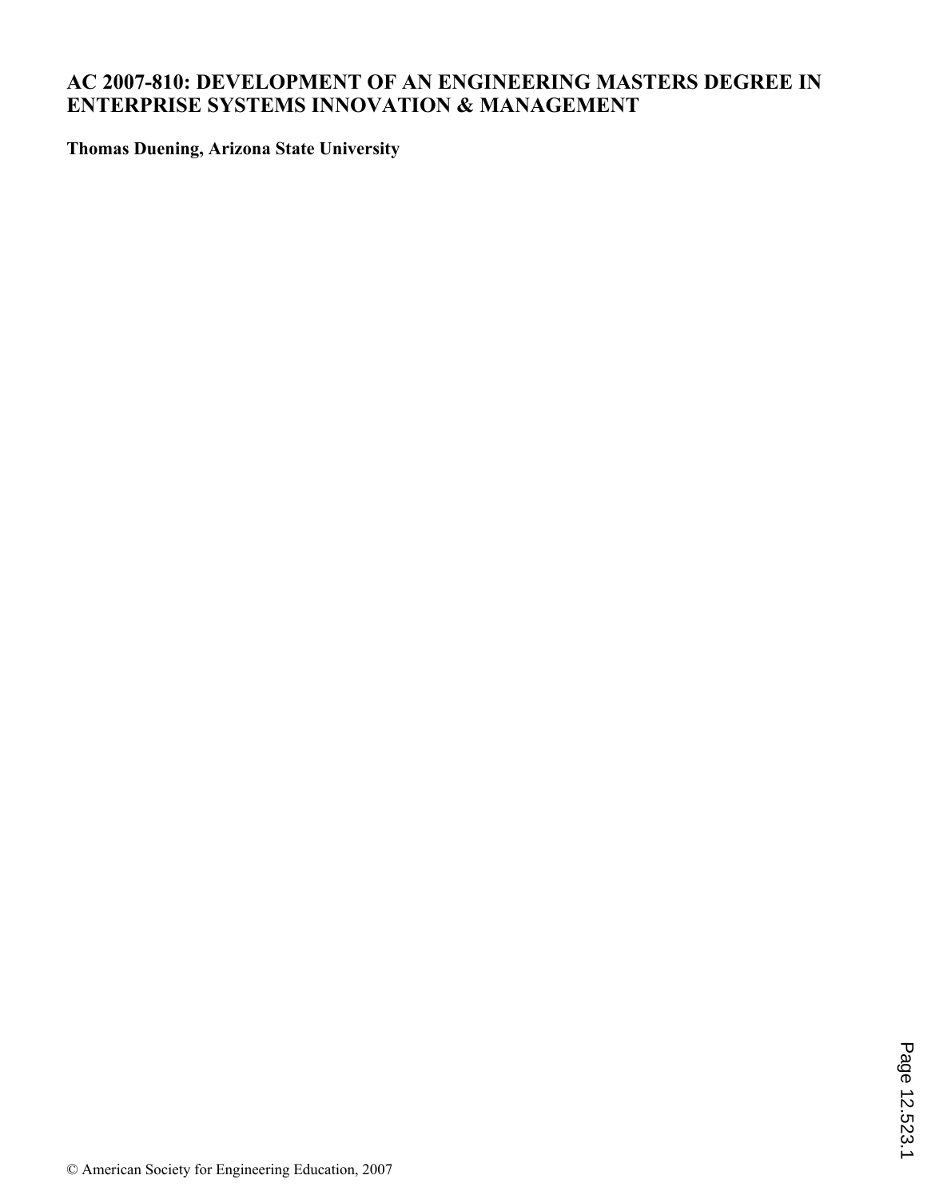# AC 2007-810: DEVELOPMENT OF AN ENGINEERING MASTERS DEGREE IN ENTERPRISE SYSTEMS INNOVATION & MANAGEMENT

**Thomas Duening, Arizona State University**

© American Society for Engineering Education, 2007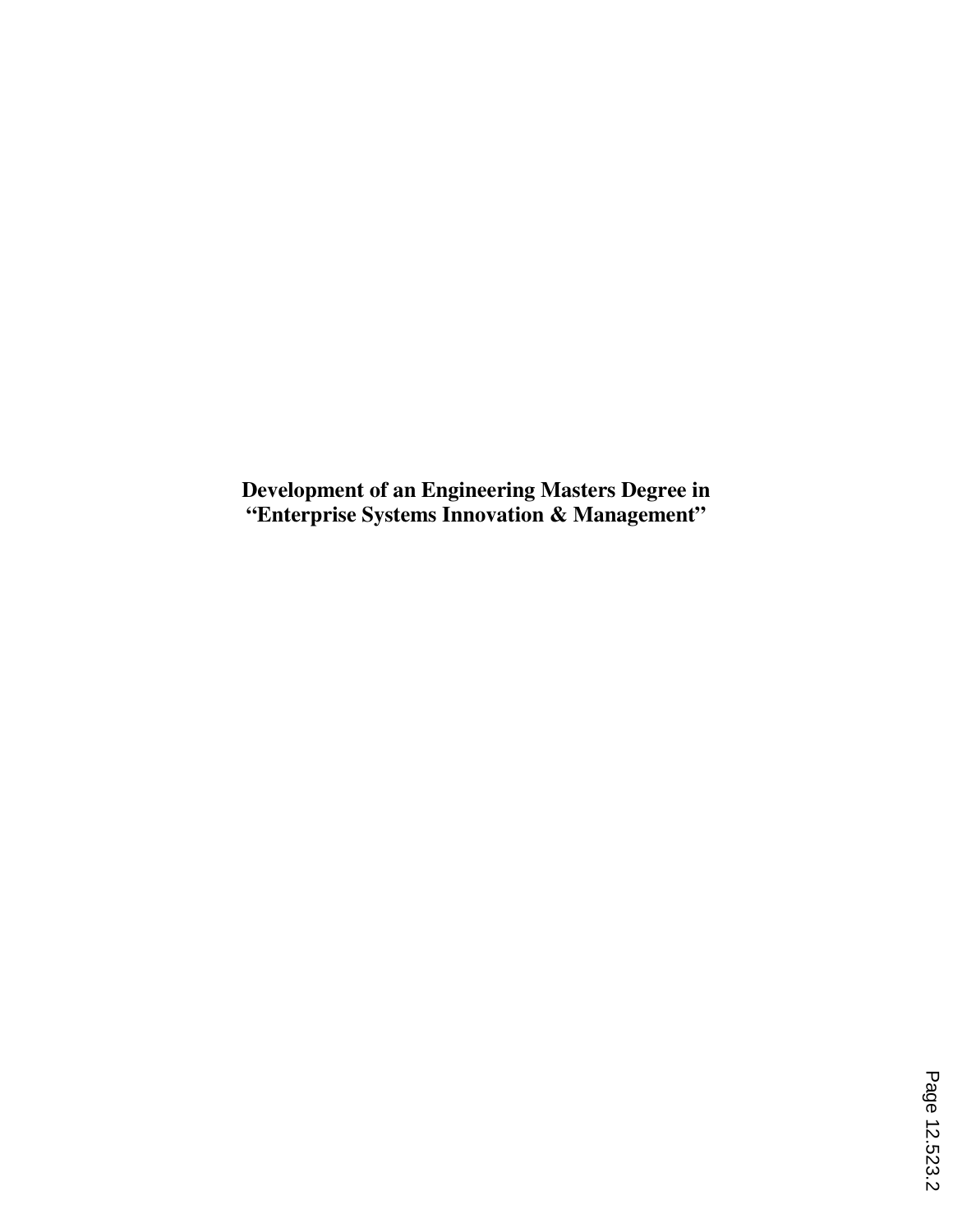# Development of an Engineering Masters Degree in "Enterprise Systems Innovation & Management"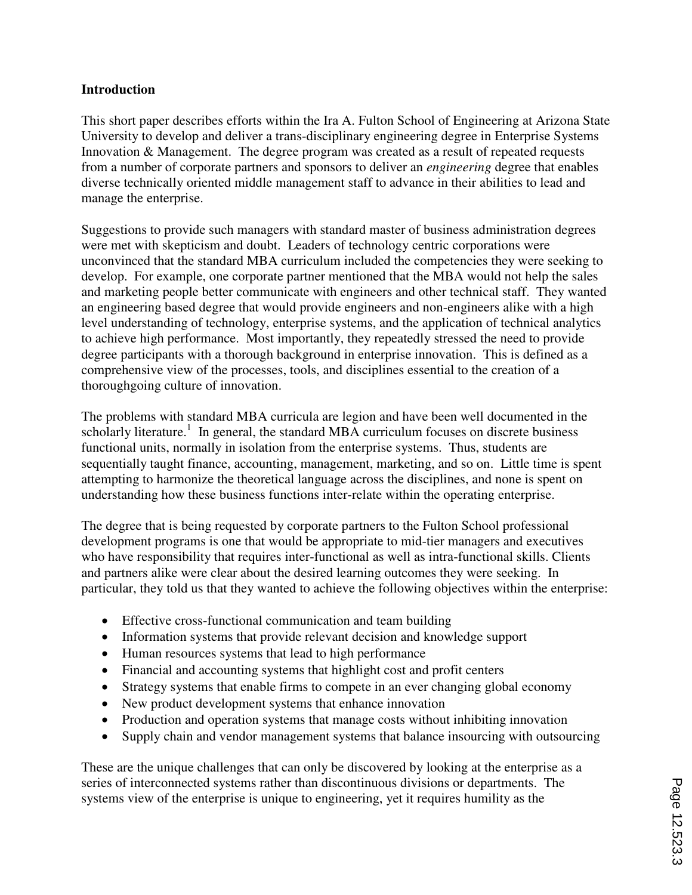## Introduction

This short paper describes efforts within the Ira A. Fulton School of Engineering at Arizona State University to develop and deliver a trans-disciplinary engineering degree in Enterprise Systems Innovation & Management. The degree program was created as a result of repeated requests from a number of corporate partners and sponsors to deliver an *engineering* degree that enables diverse technically oriented middle management staff to advance in their abilities to lead and manage the enterprise.

Suggestions to provide such managers with standard master of business administration degrees were met with skepticism and doubt. Leaders of technology centric corporations were unconvinced that the standard MBA curriculum included the competencies they were seeking to develop. For example, one corporate partner mentioned that the MBA would not help the sales and marketing people better communicate with engineers and other technical staff. They wanted an engineering based degree that would provide engineers and non-engineers alike with a high level understanding of technology, enterprise systems, and the application of technical analytics to achieve high performance. Most importantly, they repeatedly stressed the need to provide degree participants with a thorough background in enterprise innovation. This is defined as a comprehensive view of the processes, tools, and disciplines essential to the creation of a thoroughgoing culture of innovation.

The problems with standard MBA curricula are legion and have been well documented in the scholarly literature.[1] In general, the standard MBA curriculum focuses on discrete business functional units, normally in isolation from the enterprise systems. Thus, students are sequentially taught finance, accounting, management, marketing, and so on. Little time is spent attempting to harmonize the theoretical language across the disciplines, and none is spent on understanding how these business functions inter-relate within the operating enterprise.

The degree that is being requested by corporate partners to the Fulton School professional development programs is one that would be appropriate to mid-tier managers and executives who have responsibility that requires inter-functional as well as intra-functional skills. Clients and partners alike were clear about the desired learning outcomes they were seeking. In particular, they told us that they wanted to achieve the following objectives within the enterprise:

- Effective cross-functional communication and team building
- Information systems that provide relevant decision and knowledge support
- Human resources systems that lead to high performance
- Financial and accounting systems that highlight cost and profit centers
- Strategy systems that enable firms to compete in an ever changing global economy
- New product development systems that enhance innovation
- Production and operation systems that manage costs without inhibiting innovation
- Supply chain and vendor management systems that balance insourcing with outsourcing

These are the unique challenges that can only be discovered by looking at the enterprise as a series of interconnected systems rather than discontinuous divisions or departments. The systems view of the enterprise is unique to engineering, yet it requires humility as the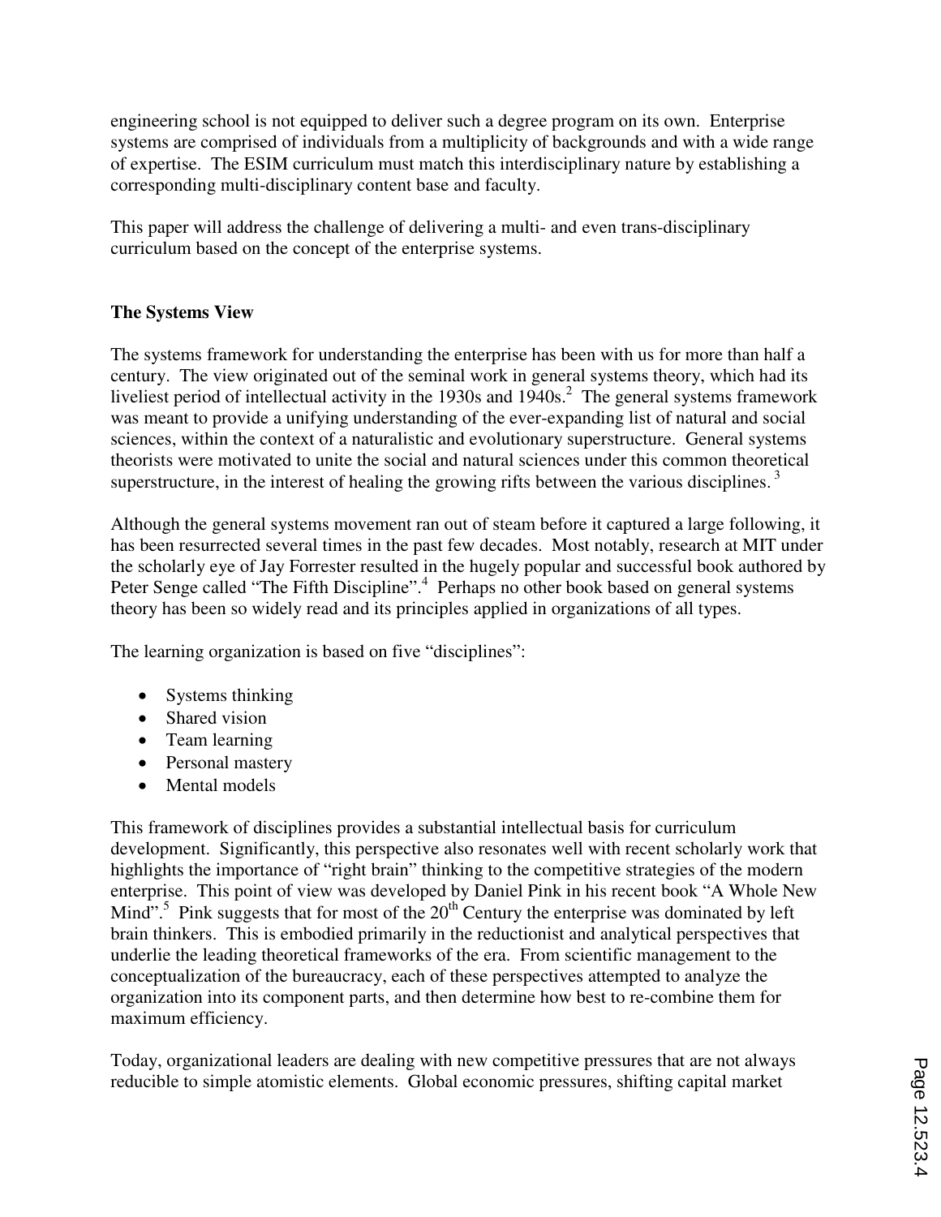engineering school is not equipped to deliver such a degree program on its own. Enterprise systems are comprised of individuals from a multiplicity of backgrounds and with a wide range of expertise. The ESIM curriculum must match this interdisciplinary nature by establishing a corresponding multi-disciplinary content base and faculty.

This paper will address the challenge of delivering a multi- and even trans-disciplinary curriculum based on the concept of the enterprise systems.

**The Systems View**

The systems framework for understanding the enterprise has been with us for more than half a century. The view originated out of the seminal work in general systems theory, which had its liveliest period of intellectual activity in the 1930s and 1940s.[2] The general systems framework was meant to provide a unifying understanding of the ever-expanding list of natural and social sciences, within the context of a naturalistic and evolutionary superstructure. General systems theorists were motivated to unite the social and natural sciences under this common theoretical superstructure, in the interest of healing the growing rifts between the various disciplines.[3]

Although the general systems movement ran out of steam before it captured a large following, it has been resurrected several times in the past few decades. Most notably, research at MIT under the scholarly eye of Jay Forrester resulted in the hugely popular and successful book authored by Peter Senge called "The Fifth Discipline".[4] Perhaps no other book based on general systems theory has been so widely read and its principles applied in organizations of all types.

The learning organization is based on five "disciplines":

- Systems thinking
- Shared vision
- Team learning
- Personal mastery
- Mental models

This framework of disciplines provides a substantial intellectual basis for curriculum development. Significantly, this perspective also resonates well with recent scholarly work that highlights the importance of "right brain" thinking to the competitive strategies of the modern enterprise. This point of view was developed by Daniel Pink in his recent book "A Whole New Mind".[5] Pink suggests that for most of the 20th Century the enterprise was dominated by left brain thinkers. This is embodied primarily in the reductionist and analytical perspectives that underlie the leading theoretical frameworks of the era. From scientific management to the conceptualization of the bureaucracy, each of these perspectives attempted to analyze the organization into its component parts, and then determine how best to re-combine them for maximum efficiency.

Today, organizational leaders are dealing with new competitive pressures that are not always reducible to simple atomistic elements. Global economic pressures, shifting capital market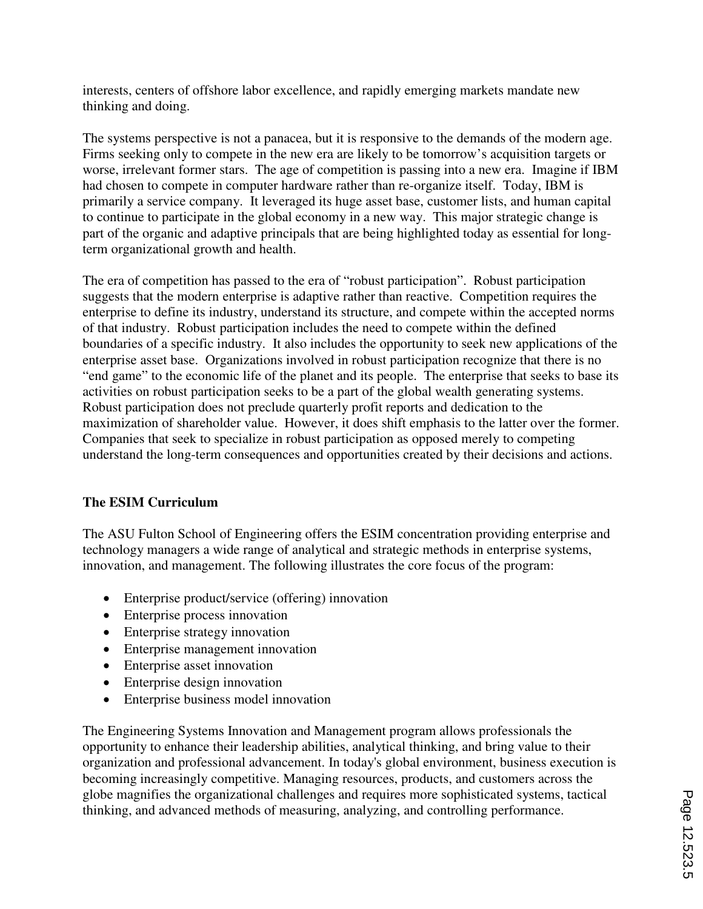interests, centers of offshore labor excellence, and rapidly emerging markets mandate new thinking and doing.

The systems perspective is not a panacea, but it is responsive to the demands of the modern age. Firms seeking only to compete in the new era are likely to be tomorrow's acquisition targets or worse, irrelevant former stars. The age of competition is passing into a new era. Imagine if IBM had chosen to compete in computer hardware rather than re-organize itself. Today, IBM is primarily a service company. It leveraged its huge asset base, customer lists, and human capital to continue to participate in the global economy in a new way. This major strategic change is part of the organic and adaptive principals that are being highlighted today as essential for long-term organizational growth and health.

The era of competition has passed to the era of "robust participation". Robust participation suggests that the modern enterprise is adaptive rather than reactive. Competition requires the enterprise to define its industry, understand its structure, and compete within the accepted norms of that industry. Robust participation includes the need to compete within the defined boundaries of a specific industry. It also includes the opportunity to seek new applications of the enterprise asset base. Organizations involved in robust participation recognize that there is no "end game" to the economic life of the planet and its people. The enterprise that seeks to base its activities on robust participation seeks to be a part of the global wealth generating systems. Robust participation does not preclude quarterly profit reports and dedication to the maximization of shareholder value. However, it does shift emphasis to the latter over the former. Companies that seek to specialize in robust participation as opposed merely to competing understand the long-term consequences and opportunities created by their decisions and actions.

## The ESIM Curriculum

The ASU Fulton School of Engineering offers the ESIM concentration providing enterprise and technology managers a wide range of analytical and strategic methods in enterprise systems, innovation, and management. The following illustrates the core focus of the program:

- Enterprise product/service (offering) innovation
- Enterprise process innovation
- Enterprise strategy innovation
- Enterprise management innovation
- Enterprise asset innovation
- Enterprise design innovation
- Enterprise business model innovation

The Engineering Systems Innovation and Management program allows professionals the opportunity to enhance their leadership abilities, analytical thinking, and bring value to their organization and professional advancement. In today's global environment, business execution is becoming increasingly competitive. Managing resources, products, and customers across the globe magnifies the organizational challenges and requires more sophisticated systems, tactical thinking, and advanced methods of measuring, analyzing, and controlling performance.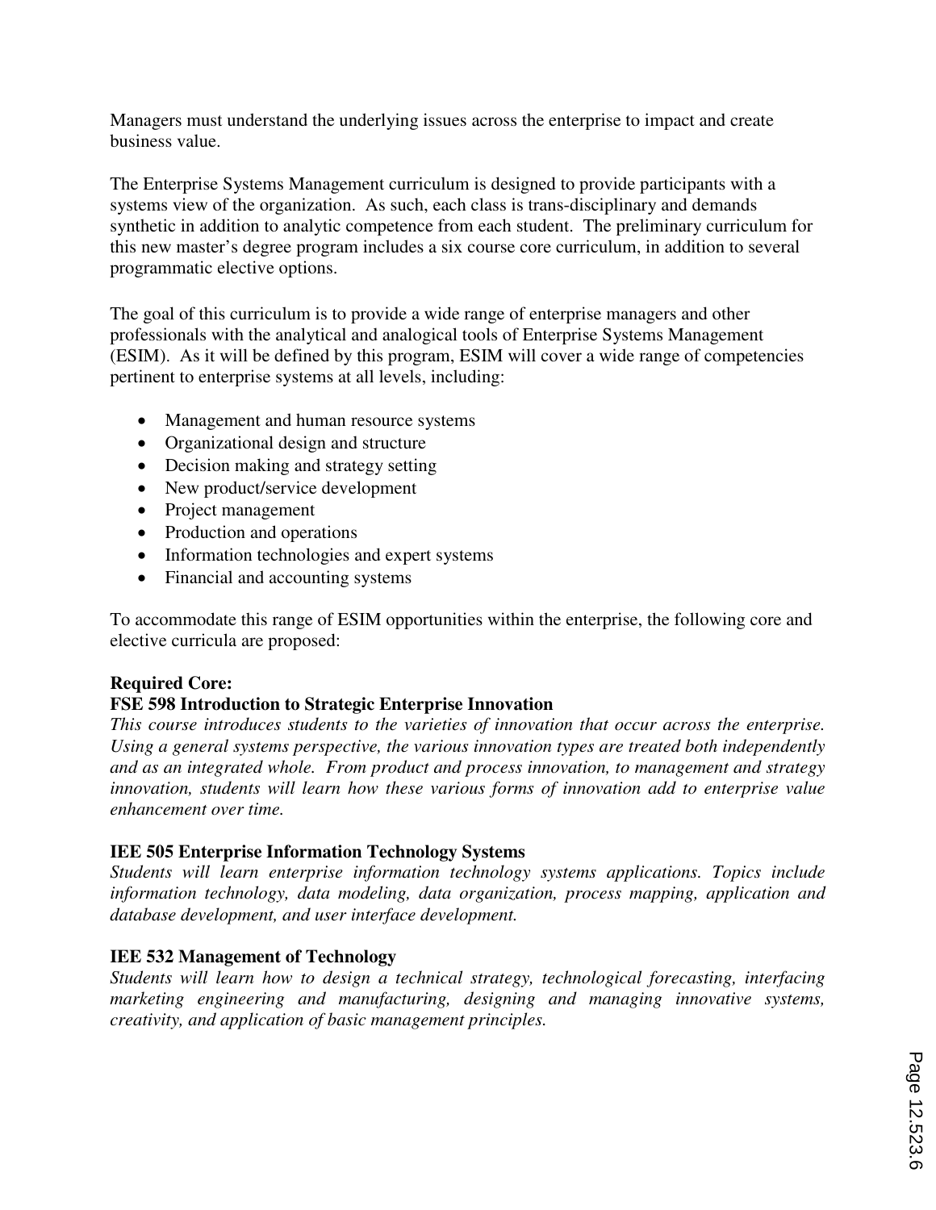Managers must understand the underlying issues across the enterprise to impact and create business value.

The Enterprise Systems Management curriculum is designed to provide participants with a systems view of the organization. As such, each class is trans-disciplinary and demands synthetic in addition to analytic competence from each student. The preliminary curriculum for this new master's degree program includes a six course core curriculum, in addition to several programmatic elective options.

The goal of this curriculum is to provide a wide range of enterprise managers and other professionals with the analytical and analogical tools of Enterprise Systems Management (ESIM). As it will be defined by this program, ESIM will cover a wide range of competencies pertinent to enterprise systems at all levels, including:

- Management and human resource systems
- Organizational design and structure
- Decision making and strategy setting
- New product/service development
- Project management
- Production and operations
- Information technologies and expert systems
- Financial and accounting systems

To accommodate this range of ESIM opportunities within the enterprise, the following core and elective curricula are proposed:

**Required Core:**

**FSE 598 Introduction to Strategic Enterprise Innovation**

*This course introduces students to the varieties of innovation that occur across the enterprise. Using a general systems perspective, the various innovation types are treated both independently and as an integrated whole. From product and process innovation, to management and strategy innovation, students will learn how these various forms of innovation add to enterprise value enhancement over time.*

**IEE 505 Enterprise Information Technology Systems**

*Students will learn enterprise information technology systems applications. Topics include information technology, data modeling, data organization, process mapping, application and database development, and user interface development.*

**IEE 532 Management of Technology**

*Students will learn how to design a technical strategy, technological forecasting, interfacing marketing engineering and manufacturing, designing and managing innovative systems, creativity, and application of basic management principles.*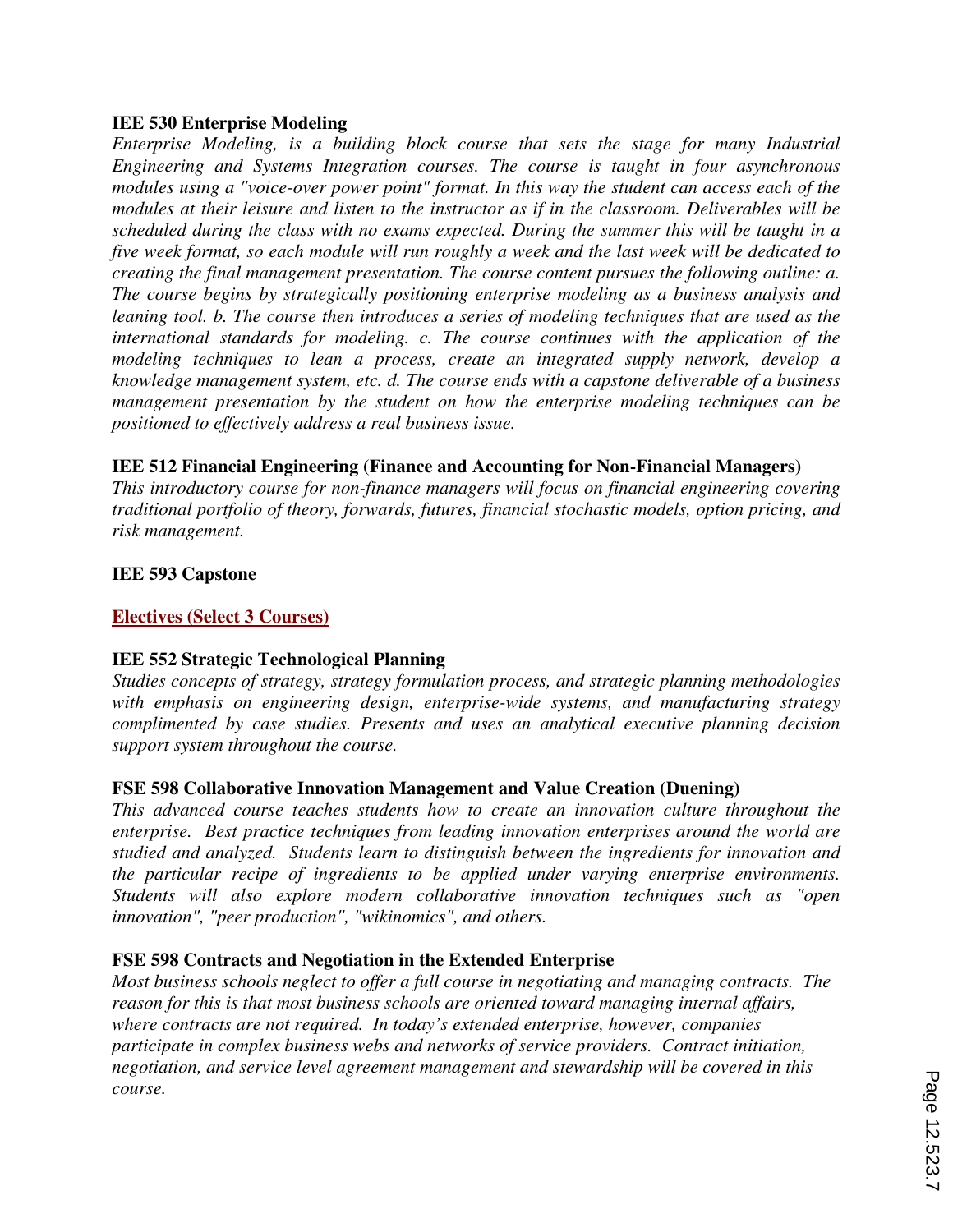**IEE 530 Enterprise Modeling**

*Enterprise Modeling, is a building block course that sets the stage for many Industrial Engineering and Systems Integration courses. The course is taught in four asynchronous modules using a "voice-over power point" format. In this way the student can access each of the modules at their leisure and listen to the instructor as if in the classroom. Deliverables will be scheduled during the class with no exams expected. During the summer this will be taught in a five week format, so each module will run roughly a week and the last week will be dedicated to creating the final management presentation. The course content pursues the following outline: a. The course begins by strategically positioning enterprise modeling as a business analysis and leaning tool. b. The course then introduces a series of modeling techniques that are used as the international standards for modeling. c. The course continues with the application of the modeling techniques to lean a process, create an integrated supply network, develop a knowledge management system, etc. d. The course ends with a capstone deliverable of a business management presentation by the student on how the enterprise modeling techniques can be positioned to effectively address a real business issue.*

**IEE 512 Financial Engineering (Finance and Accounting for Non-Financial Managers)**

*This introductory course for non-finance managers will focus on financial engineering covering traditional portfolio of theory, forwards, futures, financial stochastic models, option pricing, and risk management.*

**IEE 593 Capstone**

**Electives (Select 3 Courses)**

**IEE 552 Strategic Technological Planning**

*Studies concepts of strategy, strategy formulation process, and strategic planning methodologies with emphasis on engineering design, enterprise-wide systems, and manufacturing strategy complimented by case studies. Presents and uses an analytical executive planning decision support system throughout the course.*

**FSE 598 Collaborative Innovation Management and Value Creation (Duening)**

*This advanced course teaches students how to create an innovation culture throughout the enterprise. Best practice techniques from leading innovation enterprises around the world are studied and analyzed. Students learn to distinguish between the ingredients for innovation and the particular recipe of ingredients to be applied under varying enterprise environments. Students will also explore modern collaborative innovation techniques such as "open innovation", "peer production", "wikinomics", and others.*

**FSE 598 Contracts and Negotiation in the Extended Enterprise**

*Most business schools neglect to offer a full course in negotiating and managing contracts. The reason for this is that most business schools are oriented toward managing internal affairs, where contracts are not required. In today's extended enterprise, however, companies participate in complex business webs and networks of service providers. Contract initiation, negotiation, and service level agreement management and stewardship will be covered in this course.*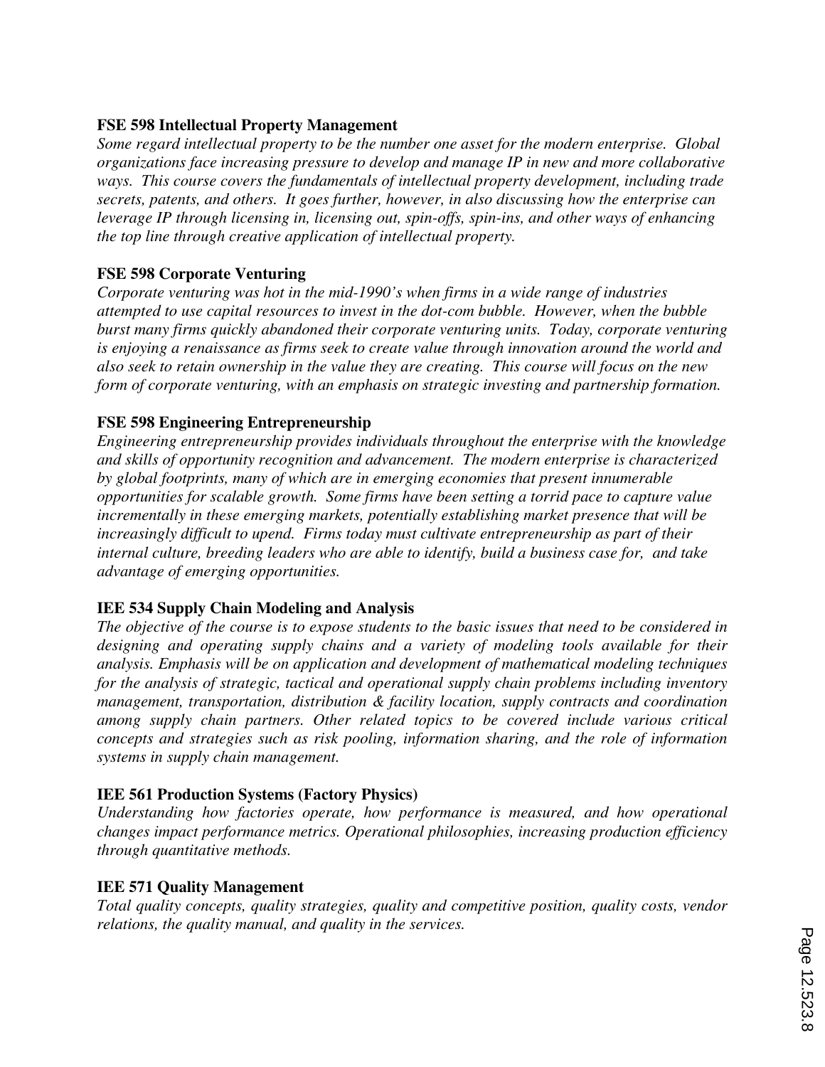**FSE 598 Intellectual Property Management**

*Some regard intellectual property to be the number one asset for the modern enterprise. Global organizations face increasing pressure to develop and manage IP in new and more collaborative ways. This course covers the fundamentals of intellectual property development, including trade secrets, patents, and others. It goes further, however, in also discussing how the enterprise can leverage IP through licensing in, licensing out, spin-offs, spin-ins, and other ways of enhancing the top line through creative application of intellectual property.*

**FSE 598 Corporate Venturing**

*Corporate venturing was hot in the mid-1990's when firms in a wide range of industries attempted to use capital resources to invest in the dot-com bubble. However, when the bubble burst many firms quickly abandoned their corporate venturing units. Today, corporate venturing is enjoying a renaissance as firms seek to create value through innovation around the world and also seek to retain ownership in the value they are creating. This course will focus on the new form of corporate venturing, with an emphasis on strategic investing and partnership formation.*

**FSE 598 Engineering Entrepreneurship**

*Engineering entrepreneurship provides individuals throughout the enterprise with the knowledge and skills of opportunity recognition and advancement. The modern enterprise is characterized by global footprints, many of which are in emerging economies that present innumerable opportunities for scalable growth. Some firms have been setting a torrid pace to capture value incrementally in these emerging markets, potentially establishing market presence that will be increasingly difficult to upend. Firms today must cultivate entrepreneurship as part of their internal culture, breeding leaders who are able to identify, build a business case for, and take advantage of emerging opportunities.*

**IEE 534 Supply Chain Modeling and Analysis**

*The objective of the course is to expose students to the basic issues that need to be considered in designing and operating supply chains and a variety of modeling tools available for their analysis. Emphasis will be on application and development of mathematical modeling techniques for the analysis of strategic, tactical and operational supply chain problems including inventory management, transportation, distribution & facility location, supply contracts and coordination among supply chain partners. Other related topics to be covered include various critical concepts and strategies such as risk pooling, information sharing, and the role of information systems in supply chain management.*

**IEE 561 Production Systems (Factory Physics)**

*Understanding how factories operate, how performance is measured, and how operational changes impact performance metrics. Operational philosophies, increasing production efficiency through quantitative methods.*

**IEE 571 Quality Management**

*Total quality concepts, quality strategies, quality and competitive position, quality costs, vendor relations, the quality manual, and quality in the services.*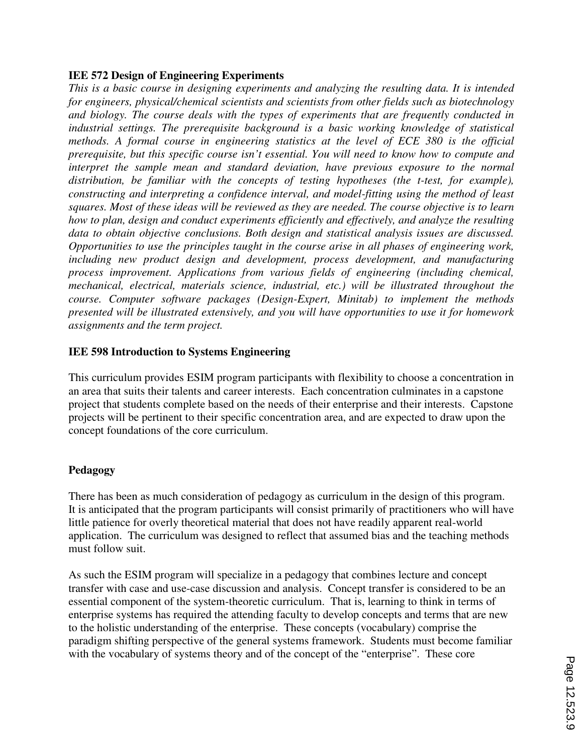**IEE 572 Design of Engineering Experiments**

*This is a basic course in designing experiments and analyzing the resulting data. It is intended for engineers, physical/chemical scientists and scientists from other fields such as biotechnology and biology. The course deals with the types of experiments that are frequently conducted in industrial settings. The prerequisite background is a basic working knowledge of statistical methods. A formal course in engineering statistics at the level of ECE 380 is the official prerequisite, but this specific course isn't essential. You will need to know how to compute and interpret the sample mean and standard deviation, have previous exposure to the normal distribution, be familiar with the concepts of testing hypotheses (the t-test, for example), constructing and interpreting a confidence interval, and model-fitting using the method of least squares. Most of these ideas will be reviewed as they are needed. The course objective is to learn how to plan, design and conduct experiments efficiently and effectively, and analyze the resulting data to obtain objective conclusions. Both design and statistical analysis issues are discussed. Opportunities to use the principles taught in the course arise in all phases of engineering work, including new product design and development, process development, and manufacturing process improvement. Applications from various fields of engineering (including chemical, mechanical, electrical, materials science, industrial, etc.) will be illustrated throughout the course. Computer software packages (Design-Expert, Minitab) to implement the methods presented will be illustrated extensively, and you will have opportunities to use it for homework assignments and the term project.*

**IEE 598 Introduction to Systems Engineering**

This curriculum provides ESIM program participants with flexibility to choose a concentration in an area that suits their talents and career interests. Each concentration culminates in a capstone project that students complete based on the needs of their enterprise and their interests. Capstone projects will be pertinent to their specific concentration area, and are expected to draw upon the concept foundations of the core curriculum.

**Pedagogy**

There has been as much consideration of pedagogy as curriculum in the design of this program. It is anticipated that the program participants will consist primarily of practitioners who will have little patience for overly theoretical material that does not have readily apparent real-world application. The curriculum was designed to reflect that assumed bias and the teaching methods must follow suit.

As such the ESIM program will specialize in a pedagogy that combines lecture and concept transfer with case and use-case discussion and analysis. Concept transfer is considered to be an essential component of the system-theoretic curriculum. That is, learning to think in terms of enterprise systems has required the attending faculty to develop concepts and terms that are new to the holistic understanding of the enterprise. These concepts (vocabulary) comprise the paradigm shifting perspective of the general systems framework. Students must become familiar with the vocabulary of systems theory and of the concept of the "enterprise". These core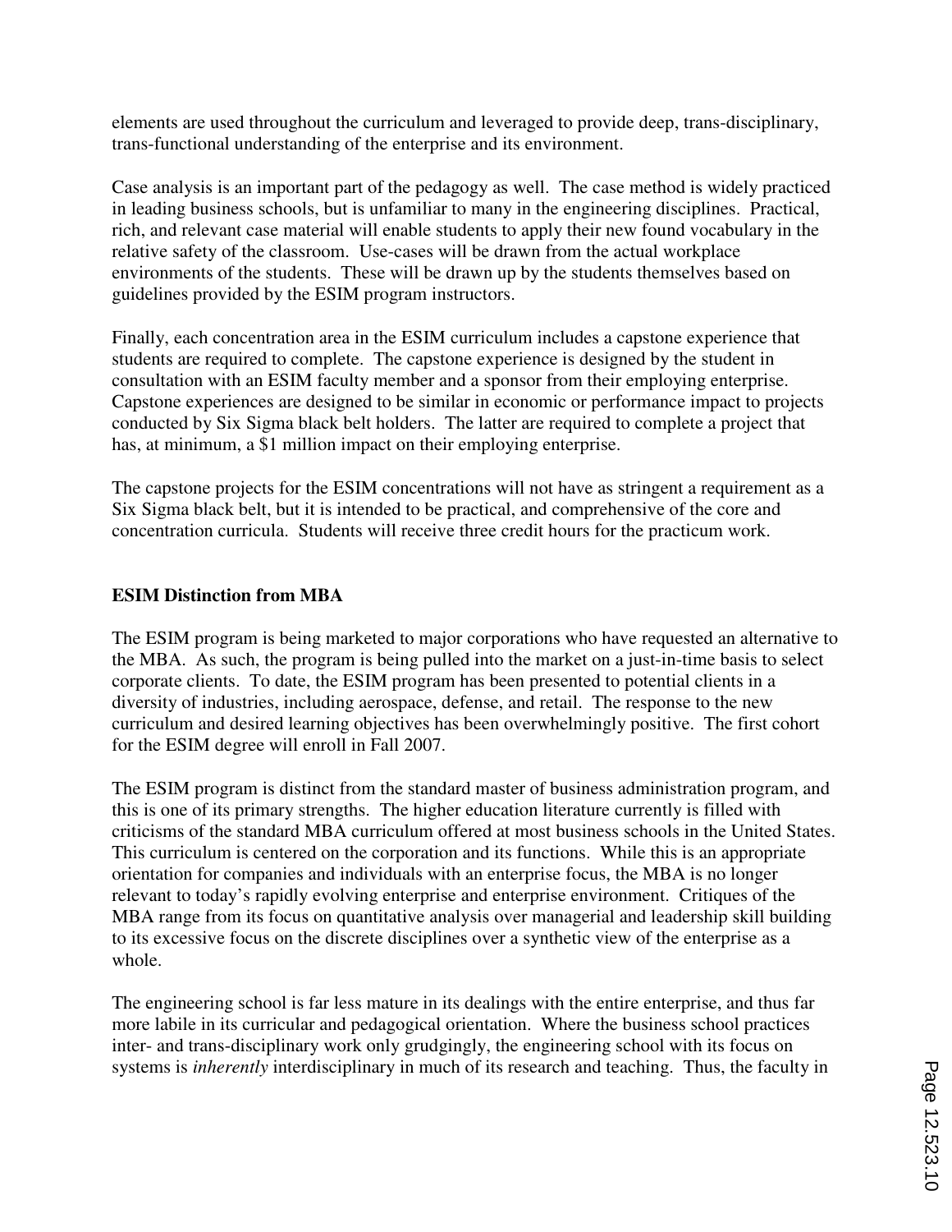elements are used throughout the curriculum and leveraged to provide deep, trans-disciplinary, trans-functional understanding of the enterprise and its environment.

Case analysis is an important part of the pedagogy as well. The case method is widely practiced in leading business schools, but is unfamiliar to many in the engineering disciplines. Practical, rich, and relevant case material will enable students to apply their new found vocabulary in the relative safety of the classroom. Use-cases will be drawn from the actual workplace environments of the students. These will be drawn up by the students themselves based on guidelines provided by the ESIM program instructors.

Finally, each concentration area in the ESIM curriculum includes a capstone experience that students are required to complete. The capstone experience is designed by the student in consultation with an ESIM faculty member and a sponsor from their employing enterprise. Capstone experiences are designed to be similar in economic or performance impact to projects conducted by Six Sigma black belt holders. The latter are required to complete a project that has, at minimum, a $1 million impact on their employing enterprise.

The capstone projects for the ESIM concentrations will not have as stringent a requirement as a Six Sigma black belt, but it is intended to be practical, and comprehensive of the core and concentration curricula. Students will receive three credit hours for the practicum work.

**ESIM Distinction from MBA**

The ESIM program is being marketed to major corporations who have requested an alternative to the MBA. As such, the program is being pulled into the market on a just-in-time basis to select corporate clients. To date, the ESIM program has been presented to potential clients in a diversity of industries, including aerospace, defense, and retail. The response to the new curriculum and desired learning objectives has been overwhelmingly positive. The first cohort for the ESIM degree will enroll in Fall 2007.

The ESIM program is distinct from the standard master of business administration program, and this is one of its primary strengths. The higher education literature currently is filled with criticisms of the standard MBA curriculum offered at most business schools in the United States. This curriculum is centered on the corporation and its functions. While this is an appropriate orientation for companies and individuals with an enterprise focus, the MBA is no longer relevant to today's rapidly evolving enterprise and enterprise environment. Critiques of the MBA range from its focus on quantitative analysis over managerial and leadership skill building to its excessive focus on the discrete disciplines over a synthetic view of the enterprise as a whole.

The engineering school is far less mature in its dealings with the entire enterprise, and thus far more labile in its curricular and pedagogical orientation. Where the business school practices inter- and trans-disciplinary work only grudgingly, the engineering school with its focus on systems is *inherently* interdisciplinary in much of its research and teaching. Thus, the faculty in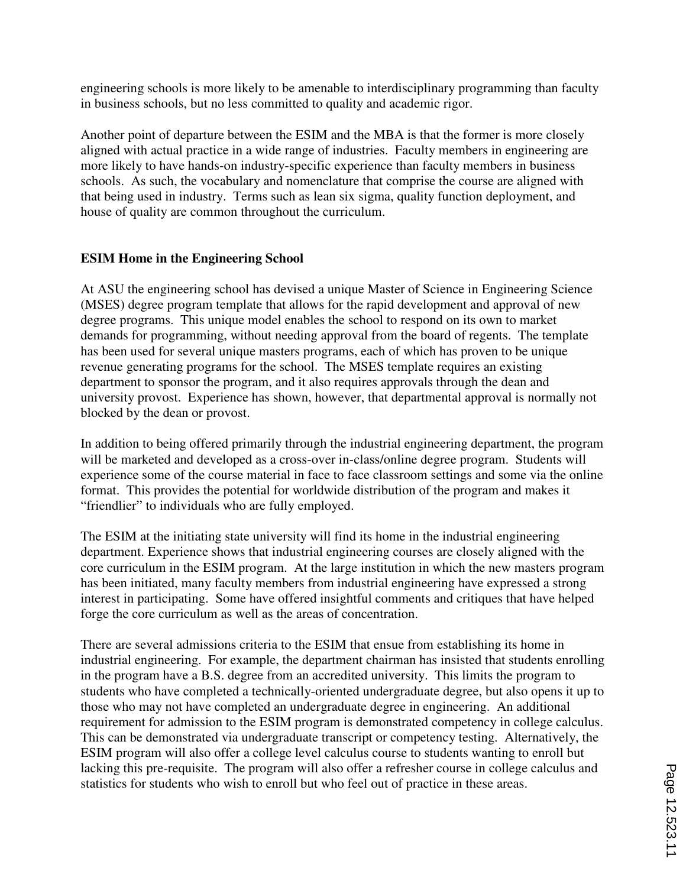engineering schools is more likely to be amenable to interdisciplinary programming than faculty in business schools, but no less committed to quality and academic rigor.

Another point of departure between the ESIM and the MBA is that the former is more closely aligned with actual practice in a wide range of industries. Faculty members in engineering are more likely to have hands-on industry-specific experience than faculty members in business schools. As such, the vocabulary and nomenclature that comprise the course are aligned with that being used in industry. Terms such as lean six sigma, quality function deployment, and house of quality are common throughout the curriculum.

**ESIM Home in the Engineering School**

At ASU the engineering school has devised a unique Master of Science in Engineering Science (MSES) degree program template that allows for the rapid development and approval of new degree programs. This unique model enables the school to respond on its own to market demands for programming, without needing approval from the board of regents. The template has been used for several unique masters programs, each of which has proven to be unique revenue generating programs for the school. The MSES template requires an existing department to sponsor the program, and it also requires approvals through the dean and university provost. Experience has shown, however, that departmental approval is normally not blocked by the dean or provost.

In addition to being offered primarily through the industrial engineering department, the program will be marketed and developed as a cross-over in-class/online degree program. Students will experience some of the course material in face to face classroom settings and some via the online format. This provides the potential for worldwide distribution of the program and makes it "friendlier" to individuals who are fully employed.

The ESIM at the initiating state university will find its home in the industrial engineering department. Experience shows that industrial engineering courses are closely aligned with the core curriculum in the ESIM program. At the large institution in which the new masters program has been initiated, many faculty members from industrial engineering have expressed a strong interest in participating. Some have offered insightful comments and critiques that have helped forge the core curriculum as well as the areas of concentration.

There are several admissions criteria to the ESIM that ensue from establishing its home in industrial engineering. For example, the department chairman has insisted that students enrolling in the program have a B.S. degree from an accredited university. This limits the program to students who have completed a technically-oriented undergraduate degree, but also opens it up to those who may not have completed an undergraduate degree in engineering. An additional requirement for admission to the ESIM program is demonstrated competency in college calculus. This can be demonstrated via undergraduate transcript or competency testing. Alternatively, the ESIM program will also offer a college level calculus course to students wanting to enroll but lacking this pre-requisite. The program will also offer a refresher course in college calculus and statistics for students who wish to enroll but who feel out of practice in these areas.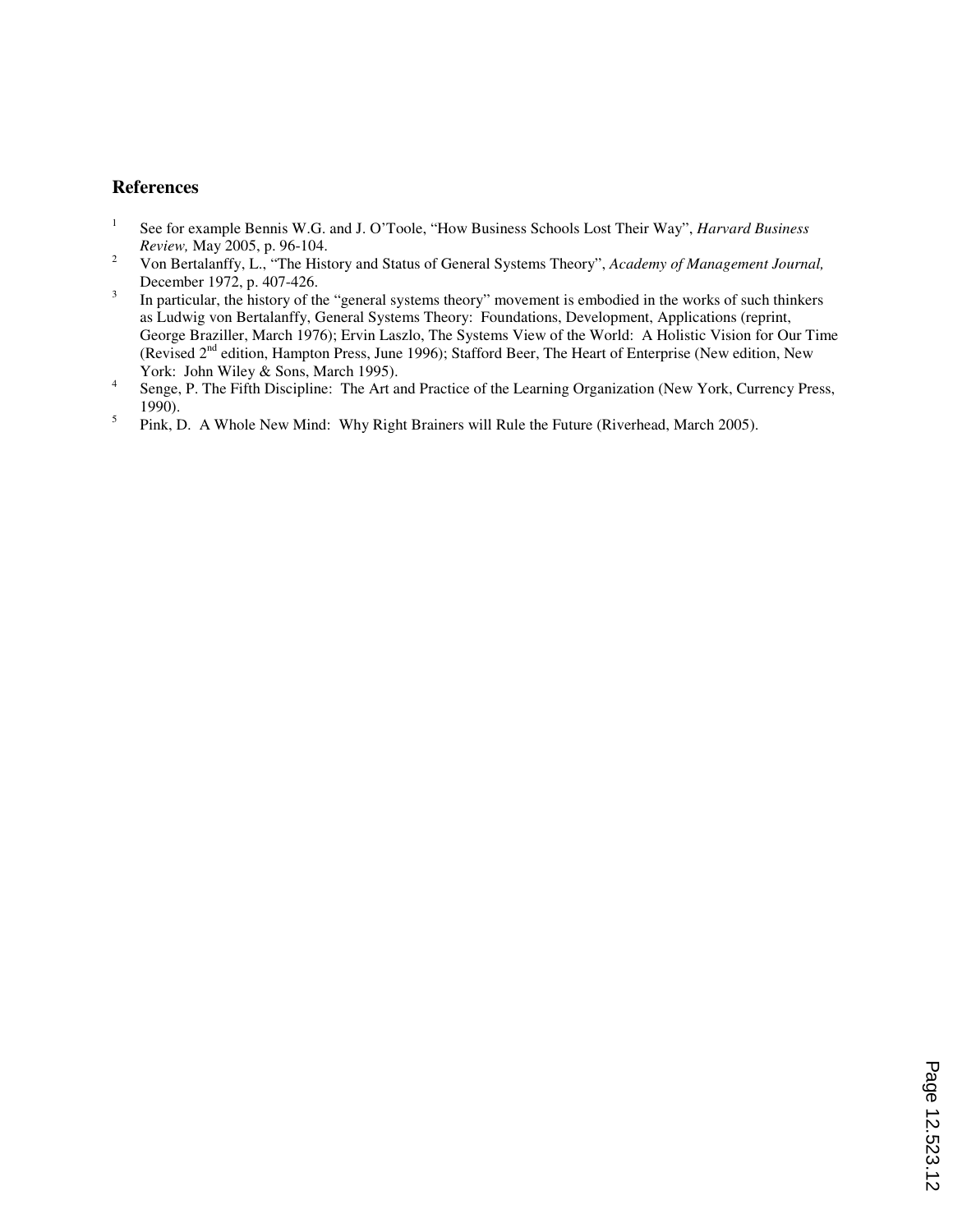## References

1. See for example Bennis W.G. and J. O'Toole, "How Business Schools Lost Their Way", *Harvard Business Review,* May 2005, p. 96-104.
2. Von Bertalanffy, L., "The History and Status of General Systems Theory", *Academy of Management Journal,* December 1972, p. 407-426.
3. In particular, the history of the "general systems theory" movement is embodied in the works of such thinkers as Ludwig von Bertalanffy, General Systems Theory: Foundations, Development, Applications (reprint, George Braziller, March 1976); Ervin Laszlo, The Systems View of the World: A Holistic Vision for Our Time (Revised 2nd edition, Hampton Press, June 1996); Stafford Beer, The Heart of Enterprise (New edition, New York: John Wiley & Sons, March 1995).
4. Senge, P. The Fifth Discipline: The Art and Practice of the Learning Organization (New York, Currency Press, 1990).
5. Pink, D. A Whole New Mind: Why Right Brainers will Rule the Future (Riverhead, March 2005).